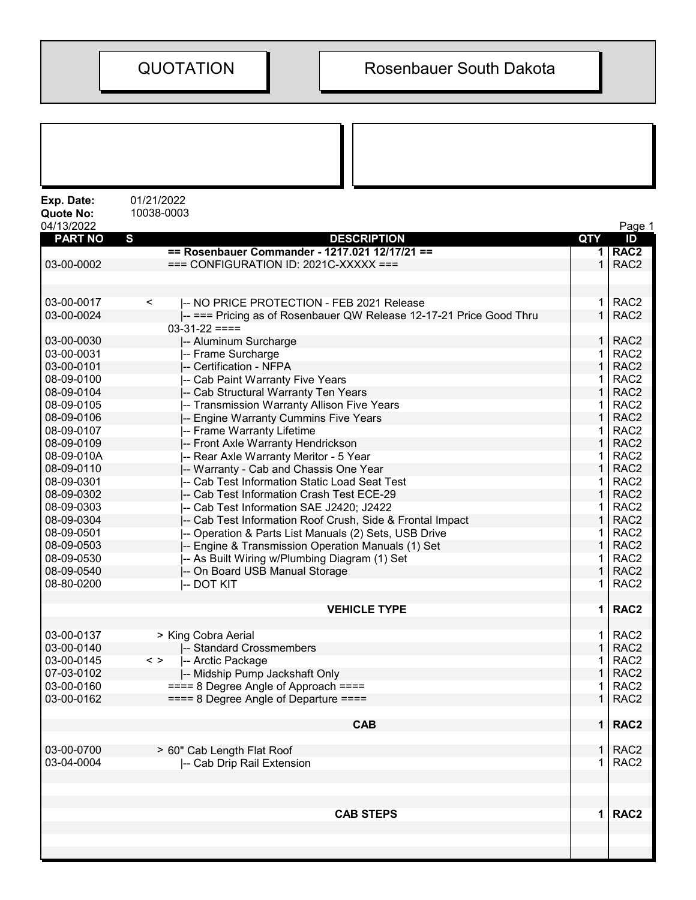| QUOTATION | Rosenbauer South Dakota |
|---|---|

**Exp. Date:** 01/21/2022
**Quote No:** 10038-0003
04/13/2022

| PART NO | S | DESCRIPTION | QTY | ID |
|---|---|---|---|---|
| | | **== Rosenbauer Commander - 1217.021 12/17/21 ==** | **1** | **RAC2** |
| 03-00-0002 | | === CONFIGURATION ID: 2021C-XXXXX === | 1 | RAC2 |
| | | | | |
| 03-00-0017 | < | \|-- NO PRICE PROTECTION - FEB 2021 Release | 1 | RAC2 |
| 03-00-0024 | | \|-- === Pricing as of Rosenbauer QW Release 12-17-21 Price Good Thru 03-31-22 ==== | 1 | RAC2 |
| 03-00-0030 | | \|-- Aluminum Surcharge | 1 | RAC2 |
| 03-00-0031 | | \|-- Frame Surcharge | 1 | RAC2 |
| 03-00-0101 | | \|-- Certification - NFPA | 1 | RAC2 |
| 08-09-0100 | | \|-- Cab Paint Warranty Five Years | 1 | RAC2 |
| 08-09-0104 | | \|-- Cab Structural Warranty Ten Years | 1 | RAC2 |
| 08-09-0105 | | \|-- Transmission Warranty Allison Five Years | 1 | RAC2 |
| 08-09-0106 | | \|-- Engine Warranty Cummins Five Years | 1 | RAC2 |
| 08-09-0107 | | \|-- Frame Warranty Lifetime | 1 | RAC2 |
| 08-09-0109 | | \|-- Front Axle Warranty Hendrickson | 1 | RAC2 |
| 08-09-010A | | \|-- Rear Axle Warranty Meritor - 5 Year | 1 | RAC2 |
| 08-09-0110 | | \|-- Warranty - Cab and Chassis One Year | 1 | RAC2 |
| 08-09-0301 | | \|-- Cab Test Information Static Load Seat Test | 1 | RAC2 |
| 08-09-0302 | | \|-- Cab Test Information Crash Test ECE-29 | 1 | RAC2 |
| 08-09-0303 | | \|-- Cab Test Information SAE J2420; J2422 | 1 | RAC2 |
| 08-09-0304 | | \|-- Cab Test Information Roof Crush, Side & Frontal Impact | 1 | RAC2 |
| 08-09-0501 | | \|-- Operation & Parts List Manuals (2) Sets, USB Drive | 1 | RAC2 |
| 08-09-0503 | | \|-- Engine & Transmission Operation Manuals (1) Set | 1 | RAC2 |
| 08-09-0530 | | \|-- As Built Wiring w/Plumbing Diagram (1) Set | 1 | RAC2 |
| 08-09-0540 | | \|-- On Board USB Manual Storage | 1 | RAC2 |
| 08-80-0200 | | \|-- DOT KIT | 1 | RAC2 |
| | | | | |
| | | **VEHICLE TYPE** | **1** | **RAC2** |
| | | | | |
| 03-00-0137 | | > King Cobra Aerial | 1 | RAC2 |
| 03-00-0140 | | \|-- Standard Crossmembers | 1 | RAC2 |
| 03-00-0145 | < > | \|-- Arctic Package | 1 | RAC2 |
| 07-03-0102 | | \|-- Midship Pump Jackshaft Only | 1 | RAC2 |
| 03-00-0160 | | ==== 8 Degree Angle of Approach ==== | 1 | RAC2 |
| 03-00-0162 | | ==== 8 Degree Angle of Departure ==== | 1 | RAC2 |
| | | | | |
| | | **CAB** | **1** | **RAC2** |
| | | | | |
| 03-00-0700 | | > 60" Cab Length Flat Roof | 1 | RAC2 |
| 03-04-0004 | | \|-- Cab Drip Rail Extension | 1 | RAC2 |
| | | | | |
| | | **CAB STEPS** | **1** | **RAC2** |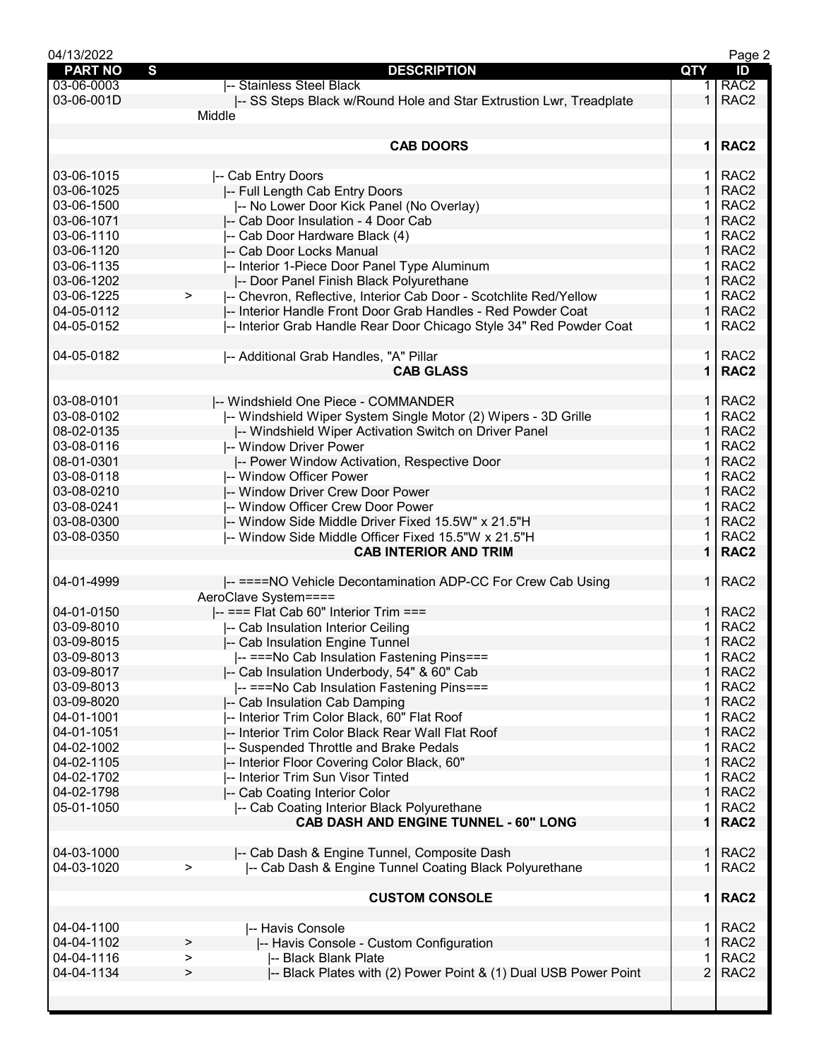| PART NO | S | DESCRIPTION | QTY | ID |
|---|---|---|---|---|
| 03-06-0003 | | \|-- Stainless Steel Black | 1 | RAC2 |
| 03-06-001D | | \|-- SS Steps Black w/Round Hole and Star Extrustion Lwr, Treadplate Middle | 1 | RAC2 |
| | | | | |
| | | **CAB DOORS** | **1** | **RAC2** |
| | | | | |
| 03-06-1015 | | \|-- Cab Entry Doors | 1 | RAC2 |
| 03-06-1025 | | \|-- Full Length Cab Entry Doors | 1 | RAC2 |
| 03-06-1500 | | \|-- No Lower Door Kick Panel (No Overlay) | 1 | RAC2 |
| 03-06-1071 | | \|-- Cab Door Insulation - 4 Door Cab | 1 | RAC2 |
| 03-06-1110 | | \|-- Cab Door Hardware Black (4) | 1 | RAC2 |
| 03-06-1120 | | \|-- Cab Door Locks Manual | 1 | RAC2 |
| 03-06-1135 | | \|-- Interior 1-Piece Door Panel Type Aluminum | 1 | RAC2 |
| 03-06-1202 | | \|-- Door Panel Finish Black Polyurethane | 1 | RAC2 |
| 03-06-1225 | > | \|-- Chevron, Reflective, Interior Cab Door - Scotchlite Red/Yellow | 1 | RAC2 |
| 04-05-0112 | | \|-- Interior Handle Front Door Grab Handles - Red Powder Coat | 1 | RAC2 |
| 04-05-0152 | | \|-- Interior Grab Handle Rear Door Chicago Style 34" Red Powder Coat | 1 | RAC2 |
| | | | | |
| 04-05-0182 | | \|-- Additional Grab Handles, "A" Pillar | 1 | RAC2 |
| | | **CAB GLASS** | **1** | **RAC2** |
| | | | | |
| 03-08-0101 | | \|-- Windshield One Piece - COMMANDER | 1 | RAC2 |
| 03-08-0102 | | \|-- Windshield Wiper System Single Motor (2) Wipers - 3D Grille | 1 | RAC2 |
| 08-02-0135 | | \|-- Windshield Wiper Activation Switch on Driver Panel | 1 | RAC2 |
| 03-08-0116 | | \|-- Window Driver Power | 1 | RAC2 |
| 08-01-0301 | | \|-- Power Window Activation, Respective Door | 1 | RAC2 |
| 03-08-0118 | | \|-- Window Officer Power | 1 | RAC2 |
| 03-08-0210 | | \|-- Window Driver Crew Door Power | 1 | RAC2 |
| 03-08-0241 | | \|-- Window Officer Crew Door Power | 1 | RAC2 |
| 03-08-0300 | | \|-- Window Side Middle Driver Fixed 15.5W" x 21.5"H | 1 | RAC2 |
| 03-08-0350 | | \|-- Window Side Middle Officer Fixed 15.5"W x 21.5"H | 1 | RAC2 |
| | | **CAB INTERIOR AND TRIM** | **1** | **RAC2** |
| | | | | |
| 04-01-4999 | | \|-- ====NO Vehicle Decontamination ADP-CC For Crew Cab Using AeroClave System==== | 1 | RAC2 |
| 04-01-0150 | | \|-- === Flat Cab 60" Interior Trim === | 1 | RAC2 |
| 03-09-8010 | | \|-- Cab Insulation Interior Ceiling | 1 | RAC2 |
| 03-09-8015 | | \|-- Cab Insulation Engine Tunnel | 1 | RAC2 |
| 03-09-8013 | | \|-- ===No Cab Insulation Fastening Pins=== | 1 | RAC2 |
| 03-09-8017 | | \|-- Cab Insulation Underbody, 54" & 60" Cab | 1 | RAC2 |
| 03-09-8013 | | \|-- ===No Cab Insulation Fastening Pins=== | 1 | RAC2 |
| 03-09-8020 | | \|-- Cab Insulation Cab Damping | 1 | RAC2 |
| 04-01-1001 | | \|-- Interior Trim Color Black, 60" Flat Roof | 1 | RAC2 |
| 04-01-1051 | | \|-- Interior Trim Color Black Rear Wall Flat Roof | 1 | RAC2 |
| 04-02-1002 | | \|-- Suspended Throttle and Brake Pedals | 1 | RAC2 |
| 04-02-1105 | | \|-- Interior Floor Covering Color Black, 60" | 1 | RAC2 |
| 04-02-1702 | | \|-- Interior Trim Sun Visor Tinted | 1 | RAC2 |
| 04-02-1798 | | \|-- Cab Coating Interior Color | 1 | RAC2 |
| 05-01-1050 | | \|-- Cab Coating Interior Black Polyurethane | 1 | RAC2 |
| | | **CAB DASH AND ENGINE TUNNEL - 60" LONG** | **1** | **RAC2** |
| | | | | |
| 04-03-1000 | | \|-- Cab Dash & Engine Tunnel, Composite Dash | 1 | RAC2 |
| 04-03-1020 | > | \|-- Cab Dash & Engine Tunnel Coating Black Polyurethane | 1 | RAC2 |
| | | | | |
| | | **CUSTOM CONSOLE** | **1** | **RAC2** |
| | | | | |
| 04-04-1100 | | \|-- Havis Console | 1 | RAC2 |
| 04-04-1102 | > | \|-- Havis Console - Custom Configuration | 1 | RAC2 |
| 04-04-1116 | > | \|-- Black Blank Plate | 1 | RAC2 |
| 04-04-1134 | > | \|-- Black Plates with (2) Power Point & (1) Dual USB Power Point | 2 | RAC2 |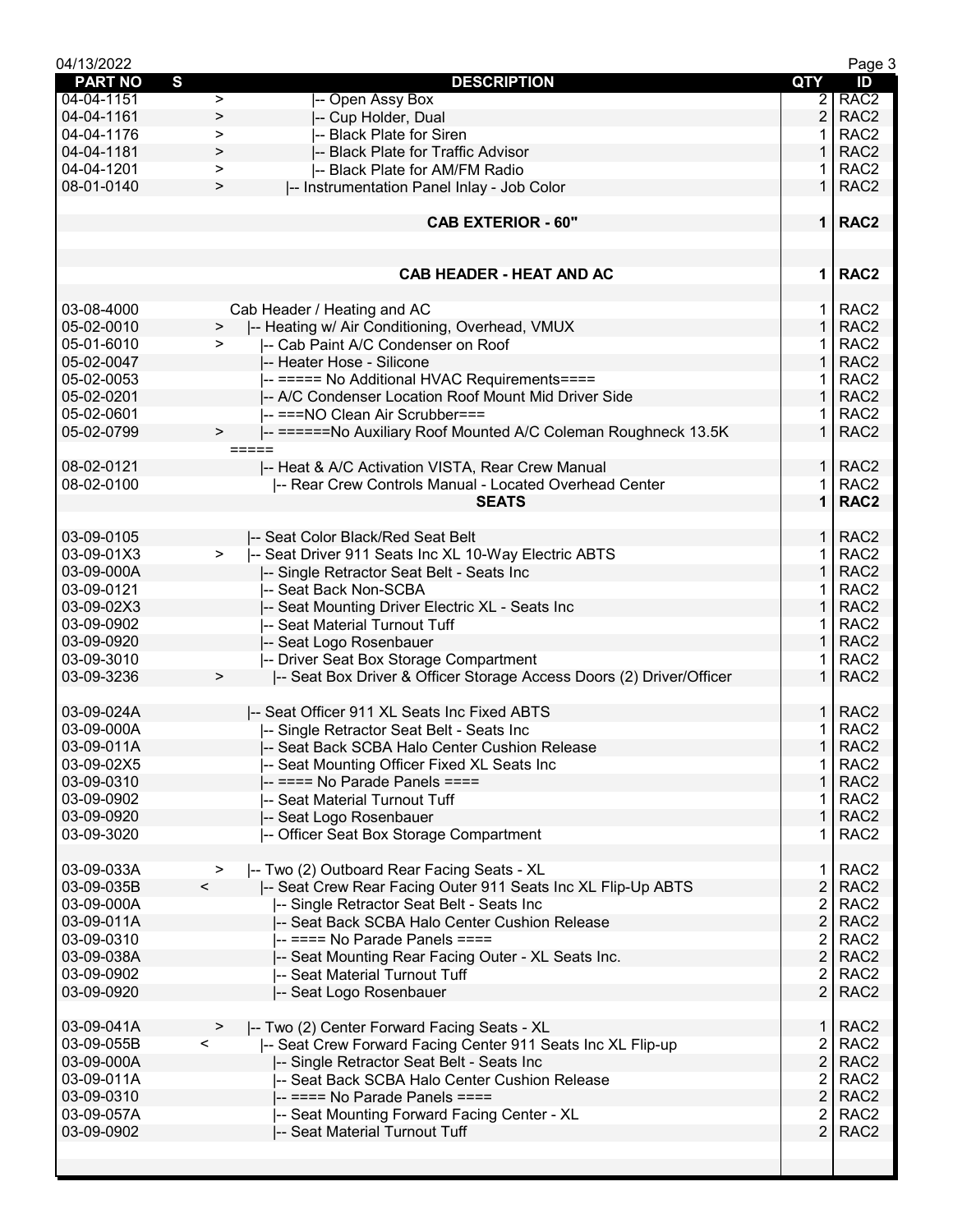| PART NO | S | DESCRIPTION | QTY | ID |
|---|---|---|---|---|
| 04-04-1151 | > | \|-- Open Assy Box | 2 | RAC2 |
| 04-04-1161 | > | \|-- Cup Holder, Dual | 2 | RAC2 |
| 04-04-1176 | > | \|-- Black Plate for Siren | 1 | RAC2 |
| 04-04-1181 | > | \|-- Black Plate for Traffic Advisor | 1 | RAC2 |
| 04-04-1201 | > | \|-- Black Plate for AM/FM Radio | 1 | RAC2 |
| 08-01-0140 | > | \|-- Instrumentation Panel Inlay - Job Color | 1 | RAC2 |
| | | | | |
| | | **CAB EXTERIOR - 60"** | **1** | **RAC2** |
| | | | | |
| | | | | |
| | | **CAB HEADER - HEAT AND AC** | **1** | **RAC2** |
| | | | | |
| 03-08-4000 | | Cab Header / Heating and AC | 1 | RAC2 |
| 05-02-0010 | > | \|-- Heating w/ Air Conditioning, Overhead, VMUX | 1 | RAC2 |
| 05-01-6010 | > | \|-- Cab Paint A/C Condenser on Roof | 1 | RAC2 |
| 05-02-0047 | | \|-- Heater Hose - Silicone | 1 | RAC2 |
| 05-02-0053 | | \|-- ===== No Additional HVAC Requirements==== | 1 | RAC2 |
| 05-02-0201 | | \|-- A/C Condenser Location Roof Mount Mid Driver Side | 1 | RAC2 |
| 05-02-0601 | | \|-- ===NO Clean Air Scrubber=== | 1 | RAC2 |
| 05-02-0799 | > | \|-- ======No Auxiliary Roof Mounted A/C Coleman Roughneck 13.5K ===== | 1 | RAC2 |
| 08-02-0121 | | \|-- Heat & A/C Activation VISTA, Rear Crew Manual | 1 | RAC2 |
| 08-02-0100 | | \|-- Rear Crew Controls Manual - Located Overhead Center | 1 | RAC2 |
| | | **SEATS** | **1** | **RAC2** |
| | | | | |
| 03-09-0105 | | \|-- Seat Color Black/Red Seat Belt | 1 | RAC2 |
| 03-09-01X3 | > | \|-- Seat Driver 911 Seats Inc XL 10-Way Electric ABTS | 1 | RAC2 |
| 03-09-000A | | \|-- Single Retractor Seat Belt - Seats Inc | 1 | RAC2 |
| 03-09-0121 | | \|-- Seat Back Non-SCBA | 1 | RAC2 |
| 03-09-02X3 | | \|-- Seat Mounting Driver Electric XL - Seats Inc | 1 | RAC2 |
| 03-09-0902 | | \|-- Seat Material Turnout Tuff | 1 | RAC2 |
| 03-09-0920 | | \|-- Seat Logo Rosenbauer | 1 | RAC2 |
| 03-09-3010 | | \|-- Driver Seat Box Storage Compartment | 1 | RAC2 |
| 03-09-3236 | > | \|-- Seat Box Driver & Officer Storage Access Doors (2) Driver/Officer | 1 | RAC2 |
| | | | | |
| 03-09-024A | | \|-- Seat Officer 911 XL Seats Inc Fixed ABTS | 1 | RAC2 |
| 03-09-000A | | \|-- Single Retractor Seat Belt - Seats Inc | 1 | RAC2 |
| 03-09-011A | | \|-- Seat Back SCBA Halo Center Cushion Release | 1 | RAC2 |
| 03-09-02X5 | | \|-- Seat Mounting Officer Fixed XL Seats Inc | 1 | RAC2 |
| 03-09-0310 | | \|-- ==== No Parade Panels ==== | 1 | RAC2 |
| 03-09-0902 | | \|-- Seat Material Turnout Tuff | 1 | RAC2 |
| 03-09-0920 | | \|-- Seat Logo Rosenbauer | 1 | RAC2 |
| 03-09-3020 | | \|-- Officer Seat Box Storage Compartment | 1 | RAC2 |
| | | | | |
| 03-09-033A | > | \|-- Two (2) Outboard Rear Facing Seats - XL | 1 | RAC2 |
| 03-09-035B | < | \|-- Seat Crew Rear Facing Outer 911 Seats Inc XL Flip-Up ABTS | 2 | RAC2 |
| 03-09-000A | | \|-- Single Retractor Seat Belt - Seats Inc | 2 | RAC2 |
| 03-09-011A | | \|-- Seat Back SCBA Halo Center Cushion Release | 2 | RAC2 |
| 03-09-0310 | | \|-- ==== No Parade Panels ==== | 2 | RAC2 |
| 03-09-038A | | \|-- Seat Mounting Rear Facing Outer - XL Seats Inc. | 2 | RAC2 |
| 03-09-0902 | | \|-- Seat Material Turnout Tuff | 2 | RAC2 |
| 03-09-0920 | | \|-- Seat Logo Rosenbauer | 2 | RAC2 |
| | | | | |
| 03-09-041A | > | \|-- Two (2) Center Forward Facing Seats - XL | 1 | RAC2 |
| 03-09-055B | < | \|-- Seat Crew Forward Facing Center 911 Seats Inc XL Flip-up | 2 | RAC2 |
| 03-09-000A | | \|-- Single Retractor Seat Belt - Seats Inc | 2 | RAC2 |
| 03-09-011A | | \|-- Seat Back SCBA Halo Center Cushion Release | 2 | RAC2 |
| 03-09-0310 | | \|-- ==== No Parade Panels ==== | 2 | RAC2 |
| 03-09-057A | | \|-- Seat Mounting Forward Facing Center - XL | 2 | RAC2 |
| 03-09-0902 | | \|-- Seat Material Turnout Tuff | 2 | RAC2 |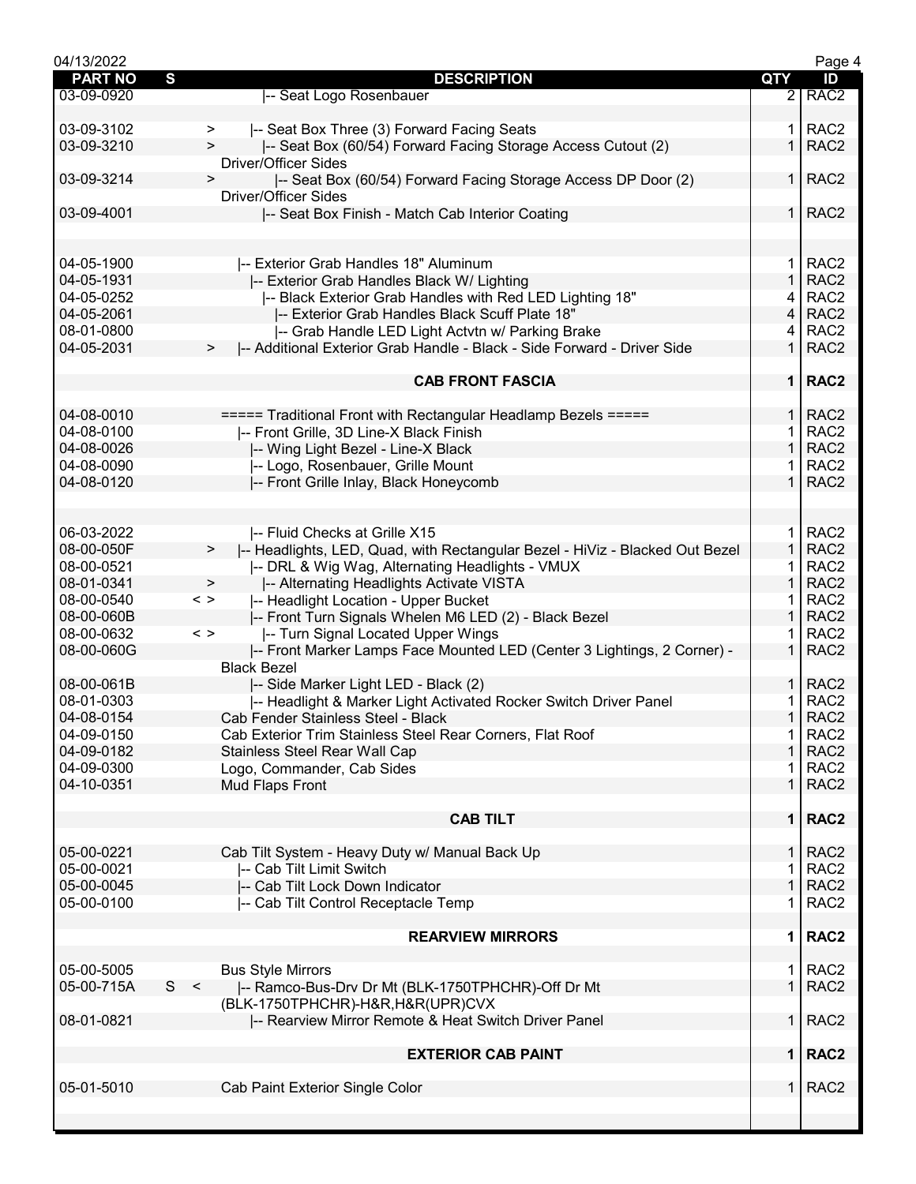| PART NO | S | | DESCRIPTION | QTY | ID |
|---|---|---|---|---|---|
| 03-09-0920 | | | \|-- Seat Logo Rosenbauer | 2 | RAC2 |
| | | | | | |
| 03-09-3102 | | > | \|-- Seat Box Three (3) Forward Facing Seats | 1 | RAC2 |
| 03-09-3210 | | > | \|-- Seat Box (60/54) Forward Facing Storage Access Cutout (2) Driver/Officer Sides | 1 | RAC2 |
| 03-09-3214 | | > | \|-- Seat Box (60/54) Forward Facing Storage Access DP Door (2) Driver/Officer Sides | 1 | RAC2 |
| 03-09-4001 | | | \|-- Seat Box Finish - Match Cab Interior Coating | 1 | RAC2 |
| | | | | | |
| 04-05-1900 | | | \|-- Exterior Grab Handles 18" Aluminum | 1 | RAC2 |
| 04-05-1931 | | | \|-- Exterior Grab Handles Black W/ Lighting | 1 | RAC2 |
| 04-05-0252 | | | \|-- Black Exterior Grab Handles with Red LED Lighting 18" | 4 | RAC2 |
| 04-05-2061 | | | \|-- Exterior Grab Handles Black Scuff Plate 18" | 4 | RAC2 |
| 08-01-0800 | | | \|-- Grab Handle LED Light Actvtn w/ Parking Brake | 4 | RAC2 |
| 04-05-2031 | | > | \|-- Additional Exterior Grab Handle - Black - Side Forward - Driver Side | 1 | RAC2 |
| | | | | | |
| | | | **CAB FRONT FASCIA** | **1** | **RAC2** |
| | | | | | |
| 04-08-0010 | | | ===== Traditional Front with Rectangular Headlamp Bezels ===== | 1 | RAC2 |
| 04-08-0100 | | | \|-- Front Grille, 3D Line-X Black Finish | 1 | RAC2 |
| 04-08-0026 | | | \|-- Wing Light Bezel - Line-X Black | 1 | RAC2 |
| 04-08-0090 | | | \|-- Logo, Rosenbauer, Grille Mount | 1 | RAC2 |
| 04-08-0120 | | | \|-- Front Grille Inlay, Black Honeycomb | 1 | RAC2 |
| | | | | | |
| 06-03-2022 | | | \|-- Fluid Checks at Grille X15 | 1 | RAC2 |
| 08-00-050F | | > | \|-- Headlights, LED, Quad, with Rectangular Bezel - HiViz - Blacked Out Bezel | 1 | RAC2 |
| 08-00-0521 | | | \|-- DRL & Wig Wag, Alternating Headlights - VMUX | 1 | RAC2 |
| 08-01-0341 | | > | \|-- Alternating Headlights Activate VISTA | 1 | RAC2 |
| 08-00-0540 | | < > | \|-- Headlight Location - Upper Bucket | 1 | RAC2 |
| 08-00-060B | | | \|-- Front Turn Signals Whelen M6 LED (2) - Black Bezel | 1 | RAC2 |
| 08-00-0632 | | < > | \|-- Turn Signal Located Upper Wings | 1 | RAC2 |
| 08-00-060G | | | \|-- Front Marker Lamps Face Mounted LED (Center 3 Lightings, 2 Corner) - Black Bezel | 1 | RAC2 |
| 08-00-061B | | | \|-- Side Marker Light LED - Black (2) | 1 | RAC2 |
| 08-01-0303 | | | \|-- Headlight & Marker Light Activated Rocker Switch Driver Panel | 1 | RAC2 |
| 04-08-0154 | | | Cab Fender Stainless Steel - Black | 1 | RAC2 |
| 04-09-0150 | | | Cab Exterior Trim Stainless Steel Rear Corners, Flat Roof | 1 | RAC2 |
| 04-09-0182 | | | Stainless Steel Rear Wall Cap | 1 | RAC2 |
| 04-09-0300 | | | Logo, Commander, Cab Sides | 1 | RAC2 |
| 04-10-0351 | | | Mud Flaps Front | 1 | RAC2 |
| | | | | | |
| | | | **CAB TILT** | **1** | **RAC2** |
| | | | | | |
| 05-00-0221 | | | Cab Tilt System - Heavy Duty w/ Manual Back Up | 1 | RAC2 |
| 05-00-0021 | | | \|-- Cab Tilt Limit Switch | 1 | RAC2 |
| 05-00-0045 | | | \|-- Cab Tilt Lock Down Indicator | 1 | RAC2 |
| 05-00-0100 | | | \|-- Cab Tilt Control Receptacle Temp | 1 | RAC2 |
| | | | | | |
| | | | **REARVIEW MIRRORS** | **1** | **RAC2** |
| | | | | | |
| 05-00-5005 | | | Bus Style Mirrors | 1 | RAC2 |
| 05-00-715A | S | < | \|-- Ramco-Bus-Drv Dr Mt (BLK-1750TPHCHR)-Off Dr Mt (BLK-1750TPHCHR)-H&R,H&R(UPR)CVX | 1 | RAC2 |
| 08-01-0821 | | | \|-- Rearview Mirror Remote & Heat Switch Driver Panel | 1 | RAC2 |
| | | | | | |
| | | | **EXTERIOR CAB PAINT** | **1** | **RAC2** |
| | | | | | |
| 05-01-5010 | | | Cab Paint Exterior Single Color | 1 | RAC2 |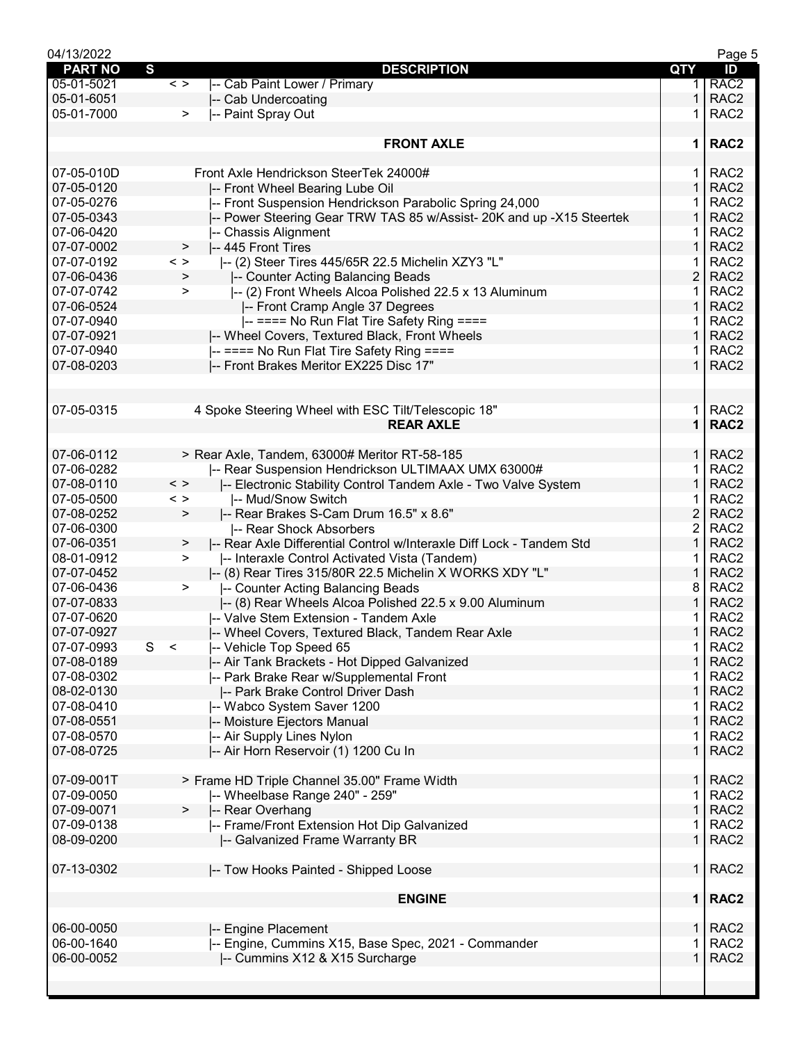| PART NO | S | | DESCRIPTION | QTY | ID |
|---|---|---|---|---|---|
| 05-01-5021 | | < > | \|-- Cab Paint Lower / Primary | 1 | RAC2 |
| 05-01-6051 | | | \|-- Cab Undercoating | 1 | RAC2 |
| 05-01-7000 | | > | \|-- Paint Spray Out | 1 | RAC2 |
| | | | | | |
| | | | **FRONT AXLE** | **1** | **RAC2** |
| | | | | | |
| 07-05-010D | | | Front Axle Hendrickson SteerTek 24000# | 1 | RAC2 |
| 07-05-0120 | | | \|-- Front Wheel Bearing Lube Oil | 1 | RAC2 |
| 07-05-0276 | | | \|-- Front Suspension Hendrickson Parabolic Spring 24,000 | 1 | RAC2 |
| 07-05-0343 | | | \|-- Power Steering Gear TRW TAS 85 w/Assist- 20K and up -X15 Steertek | 1 | RAC2 |
| 07-06-0420 | | | \|-- Chassis Alignment | 1 | RAC2 |
| 07-07-0002 | | > | \|-- 445 Front Tires | 1 | RAC2 |
| 07-07-0192 | | < > | \|-- (2) Steer Tires 445/65R 22.5 Michelin XZY3 "L" | 1 | RAC2 |
| 07-06-0436 | | > | \|-- Counter Acting Balancing Beads | 2 | RAC2 |
| 07-07-0742 | | > | \|-- (2) Front Wheels Alcoa Polished 22.5 x 13 Aluminum | 1 | RAC2 |
| 07-06-0524 | | | \|-- Front Cramp Angle 37 Degrees | 1 | RAC2 |
| 07-07-0940 | | | \|-- ==== No Run Flat Tire Safety Ring ==== | 1 | RAC2 |
| 07-07-0921 | | | \|-- Wheel Covers, Textured Black, Front Wheels | 1 | RAC2 |
| 07-07-0940 | | | \|-- ==== No Run Flat Tire Safety Ring ==== | 1 | RAC2 |
| 07-08-0203 | | | \|-- Front Brakes Meritor EX225 Disc 17" | 1 | RAC2 |
| | | | | | |
| | | | | | |
| 07-05-0315 | | | 4 Spoke Steering Wheel with ESC Tilt/Telescopic 18" | 1 | RAC2 |
| | | | **REAR AXLE** | **1** | **RAC2** |
| | | | | | |
| 07-06-0112 | | | > Rear Axle, Tandem, 63000# Meritor RT-58-185 | 1 | RAC2 |
| 07-06-0282 | | | \|-- Rear Suspension Hendrickson ULTIMAAX UMX 63000# | 1 | RAC2 |
| 07-08-0110 | | < > | \|-- Electronic Stability Control Tandem Axle - Two Valve System | 1 | RAC2 |
| 07-05-0500 | | < > | \|-- Mud/Snow Switch | 1 | RAC2 |
| 07-08-0252 | | > | \|-- Rear Brakes S-Cam Drum 16.5" x 8.6" | 2 | RAC2 |
| 07-06-0300 | | | \|-- Rear Shock Absorbers | 2 | RAC2 |
| 07-06-0351 | | > | \|-- Rear Axle Differential Control w/Interaxle Diff Lock - Tandem Std | 1 | RAC2 |
| 08-01-0912 | | > | \|-- Interaxle Control Activated Vista (Tandem) | 1 | RAC2 |
| 07-07-0452 | | | \|-- (8) Rear Tires 315/80R 22.5 Michelin X WORKS XDY "L" | 1 | RAC2 |
| 07-06-0436 | | > | \|-- Counter Acting Balancing Beads | 8 | RAC2 |
| 07-07-0833 | | | \|-- (8) Rear Wheels Alcoa Polished 22.5 x 9.00 Aluminum | 1 | RAC2 |
| 07-07-0620 | | | \|-- Valve Stem Extension - Tandem Axle | 1 | RAC2 |
| 07-07-0927 | | | \|-- Wheel Covers, Textured Black, Tandem Rear Axle | 1 | RAC2 |
| 07-07-0993 | S | < | \|-- Vehicle Top Speed 65 | 1 | RAC2 |
| 07-08-0189 | | | \|-- Air Tank Brackets - Hot Dipped Galvanized | 1 | RAC2 |
| 07-08-0302 | | | \|-- Park Brake Rear w/Supplemental Front | 1 | RAC2 |
| 08-02-0130 | | | \|-- Park Brake Control Driver Dash | 1 | RAC2 |
| 07-08-0410 | | | \|-- Wabco System Saver 1200 | 1 | RAC2 |
| 07-08-0551 | | | \|-- Moisture Ejectors Manual | 1 | RAC2 |
| 07-08-0570 | | | \|-- Air Supply Lines Nylon | 1 | RAC2 |
| 07-08-0725 | | | \|-- Air Horn Reservoir (1) 1200 Cu In | 1 | RAC2 |
| | | | | | |
| 07-09-001T | | | > Frame HD Triple Channel 35.00" Frame Width | 1 | RAC2 |
| 07-09-0050 | | | \|-- Wheelbase Range 240" - 259" | 1 | RAC2 |
| 07-09-0071 | | > | \|-- Rear Overhang | 1 | RAC2 |
| 07-09-0138 | | | \|-- Frame/Front Extension Hot Dip Galvanized | 1 | RAC2 |
| 08-09-0200 | | | \|-- Galvanized Frame Warranty BR | 1 | RAC2 |
| | | | | | |
| 07-13-0302 | | | \|-- Tow Hooks Painted - Shipped Loose | 1 | RAC2 |
| | | | | | |
| | | | **ENGINE** | **1** | **RAC2** |
| | | | | | |
| 06-00-0050 | | | \|-- Engine Placement | 1 | RAC2 |
| 06-00-1640 | | | \|-- Engine, Cummins X15, Base Spec, 2021 - Commander | 1 | RAC2 |
| 06-00-0052 | | | \|-- Cummins X12 & X15 Surcharge | 1 | RAC2 |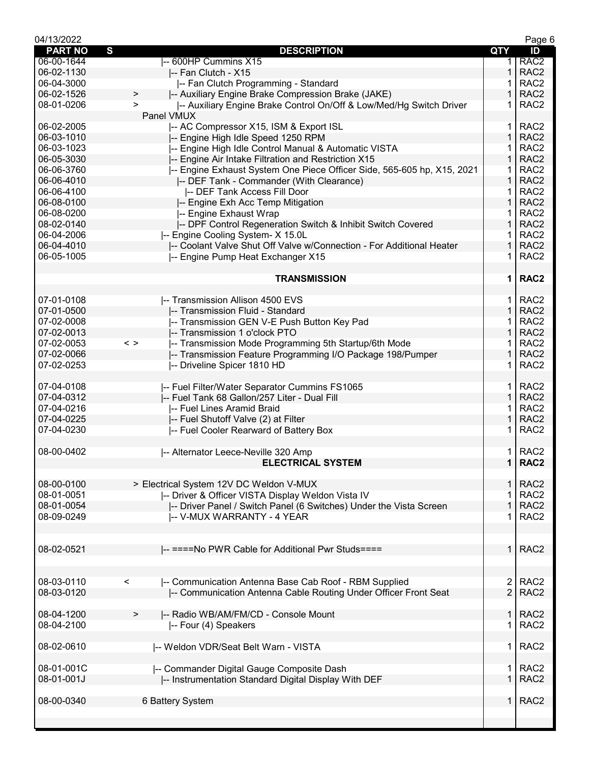| PART NO | S | DESCRIPTION | QTY | ID |
|---|---|---|---|---|
| 06-00-1644 | | \|-- 600HP Cummins X15 | 1 | RAC2 |
| 06-02-1130 | | \|-- Fan Clutch - X15 | 1 | RAC2 |
| 06-04-3000 | | \|-- Fan Clutch Programming - Standard | 1 | RAC2 |
| 06-02-1526 | > | \|-- Auxiliary Engine Brake Compression Brake (JAKE) | 1 | RAC2 |
| 08-01-0206 | > | \|-- Auxiliary Engine Brake Control On/Off & Low/Med/Hg Switch Driver Panel VMUX | 1 | RAC2 |
| 06-02-2005 | | \|-- AC Compressor X15, ISM & Export ISL | 1 | RAC2 |
| 06-03-1010 | | \|-- Engine High Idle Speed 1250 RPM | 1 | RAC2 |
| 06-03-1023 | | \|-- Engine High Idle Control Manual & Automatic VISTA | 1 | RAC2 |
| 06-05-3030 | | \|-- Engine Air Intake Filtration and Restriction X15 | 1 | RAC2 |
| 06-06-3760 | | \|-- Engine Exhaust System One Piece Officer Side, 565-605 hp, X15, 2021 | 1 | RAC2 |
| 06-06-4010 | | \|-- DEF Tank - Commander (With Clearance) | 1 | RAC2 |
| 06-06-4100 | | \|-- DEF Tank Access Fill Door | 1 | RAC2 |
| 06-08-0100 | | \|-- Engine Exh Acc Temp Mitigation | 1 | RAC2 |
| 06-08-0200 | | \|-- Engine Exhaust Wrap | 1 | RAC2 |
| 08-02-0140 | | \|-- DPF Control Regeneration Switch & Inhibit Switch Covered | 1 | RAC2 |
| 06-04-2006 | | \|-- Engine Cooling System- X 15.0L | 1 | RAC2 |
| 06-04-4010 | | \|-- Coolant Valve Shut Off Valve w/Connection - For Additional Heater | 1 | RAC2 |
| 06-05-1005 | | \|-- Engine Pump Heat Exchanger X15 | 1 | RAC2 |
| | | | | |
| | | **TRANSMISSION** | **1** | **RAC2** |
| | | | | |
| 07-01-0108 | | \|-- Transmission Allison 4500 EVS | 1 | RAC2 |
| 07-01-0500 | | \|-- Transmission Fluid - Standard | 1 | RAC2 |
| 07-02-0008 | | \|-- Transmission GEN V-E Push Button Key Pad | 1 | RAC2 |
| 07-02-0013 | | \|-- Transmission 1 o'clock PTO | 1 | RAC2 |
| 07-02-0053 | < > | \|-- Transmission Mode Programming 5th Startup/6th Mode | 1 | RAC2 |
| 07-02-0066 | | \|-- Transmission Feature Programming I/O Package 198/Pumper | 1 | RAC2 |
| 07-02-0253 | | \|-- Driveline Spicer 1810 HD | 1 | RAC2 |
| | | | | |
| 07-04-0108 | | \|-- Fuel Filter/Water Separator Cummins FS1065 | 1 | RAC2 |
| 07-04-0312 | | \|-- Fuel Tank 68 Gallon/257 Liter - Dual Fill | 1 | RAC2 |
| 07-04-0216 | | \|-- Fuel Lines Aramid Braid | 1 | RAC2 |
| 07-04-0225 | | \|-- Fuel Shutoff Valve (2) at Filter | 1 | RAC2 |
| 07-04-0230 | | \|-- Fuel Cooler Rearward of Battery Box | 1 | RAC2 |
| | | | | |
| 08-00-0402 | | \|-- Alternator Leece-Neville 320 Amp | 1 | RAC2 |
| | | **ELECTRICAL SYSTEM** | **1** | **RAC2** |
| | | | | |
| 08-00-0100 | | > Electrical System 12V DC Weldon V-MUX | 1 | RAC2 |
| 08-01-0051 | | \|-- Driver & Officer VISTA Display Weldon Vista IV | 1 | RAC2 |
| 08-01-0054 | | \|-- Driver Panel / Switch Panel (6 Switches) Under the Vista Screen | 1 | RAC2 |
| 08-09-0249 | | \|-- V-MUX WARRANTY - 4 YEAR | 1 | RAC2 |
| | | | | |
| 08-02-0521 | | \|-- ====No PWR Cable for Additional Pwr Studs==== | 1 | RAC2 |
| | | | | |
| 08-03-0110 | < | \|-- Communication Antenna Base Cab Roof - RBM Supplied | 2 | RAC2 |
| 08-03-0120 | | \|-- Communication Antenna Cable Routing Under Officer Front Seat | 2 | RAC2 |
| | | | | |
| 08-04-1200 | > | \|-- Radio WB/AM/FM/CD - Console Mount | 1 | RAC2 |
| 08-04-2100 | | \|-- Four (4) Speakers | 1 | RAC2 |
| | | | | |
| 08-02-0610 | | \|-- Weldon VDR/Seat Belt Warn - VISTA | 1 | RAC2 |
| | | | | |
| 08-01-001C | | \|-- Commander Digital Gauge Composite Dash | 1 | RAC2 |
| 08-01-001J | | \|-- Instrumentation Standard Digital Display With DEF | 1 | RAC2 |
| | | | | |
| 08-00-0340 | | 6 Battery System | 1 | RAC2 |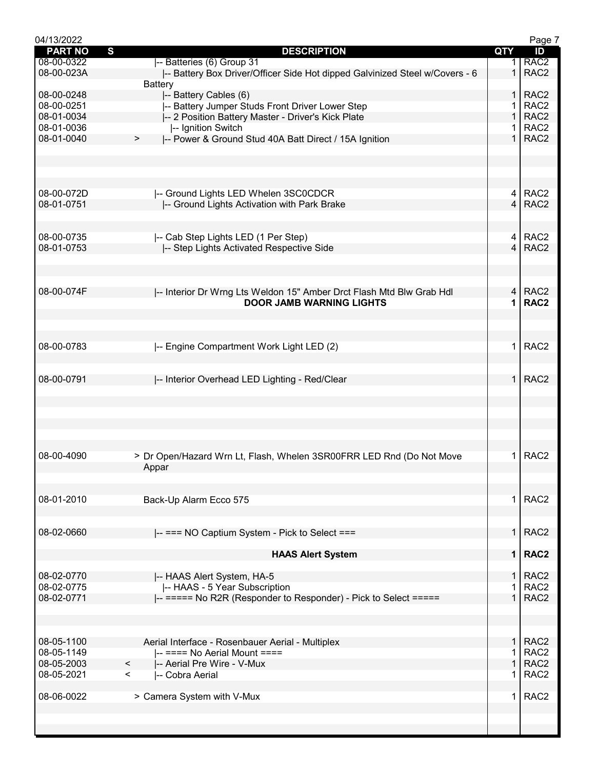| PART NO | S | DESCRIPTION | QTY | ID |
|---|---|---|---|---|
| 08-00-0322 | | \|-- Batteries (6) Group 31 | 1 | RAC2 |
| 08-00-023A | | \|-- Battery Box Driver/Officer Side Hot dipped Galvinized Steel w/Covers - 6 Battery | 1 | RAC2 |
| 08-00-0248 | | \|-- Battery Cables (6) | 1 | RAC2 |
| 08-00-0251 | | \|-- Battery Jumper Studs Front Driver Lower Step | 1 | RAC2 |
| 08-01-0034 | | \|-- 2 Position Battery Master - Driver's Kick Plate | 1 | RAC2 |
| 08-01-0036 | | \|-- Ignition Switch | 1 | RAC2 |
| 08-01-0040 | > | \|-- Power & Ground Stud 40A Batt Direct / 15A Ignition | 1 | RAC2 |
| 08-00-072D | | \|-- Ground Lights LED Whelen 3SC0CDCR | 4 | RAC2 |
| 08-01-0751 | | \|-- Ground Lights Activation with Park Brake | 4 | RAC2 |
| 08-00-0735 | | \|-- Cab Step Lights LED (1 Per Step) | 4 | RAC2 |
| 08-01-0753 | | \|-- Step Lights Activated Respective Side | 4 | RAC2 |
| 08-00-074F | | \|-- Interior Dr Wrng Lts Weldon 15" Amber Drct Flash Mtd Blw Grab Hdl | 4 | RAC2 |
| | | **DOOR JAMB WARNING LIGHTS** | **1** | **RAC2** |
| 08-00-0783 | | \|-- Engine Compartment Work Light LED (2) | 1 | RAC2 |
| 08-00-0791 | | \|-- Interior Overhead LED Lighting - Red/Clear | 1 | RAC2 |
| 08-00-4090 | | > Dr Open/Hazard Wrn Lt, Flash, Whelen 3SR00FRR LED Rnd (Do Not Move Appar | 1 | RAC2 |
| 08-01-2010 | | Back-Up Alarm Ecco 575 | 1 | RAC2 |
| 08-02-0660 | | \|-- === NO Captium System - Pick to Select === | 1 | RAC2 |
| | | **HAAS Alert System** | **1** | **RAC2** |
| 08-02-0770 | | \|-- HAAS Alert System, HA-5 | 1 | RAC2 |
| 08-02-0775 | | \|-- HAAS - 5 Year Subscription | 1 | RAC2 |
| 08-02-0771 | | \|-- ===== No R2R (Responder to Responder) - Pick to Select ===== | 1 | RAC2 |
| 08-05-1100 | | Aerial Interface - Rosenbauer Aerial - Multiplex | 1 | RAC2 |
| 08-05-1149 | | \|-- ==== No Aerial Mount ==== | 1 | RAC2 |
| 08-05-2003 | < | \|-- Aerial Pre Wire - V-Mux | 1 | RAC2 |
| 08-05-2021 | < | \|-- Cobra Aerial | 1 | RAC2 |
| 08-06-0022 | | > Camera System with V-Mux | 1 | RAC2 |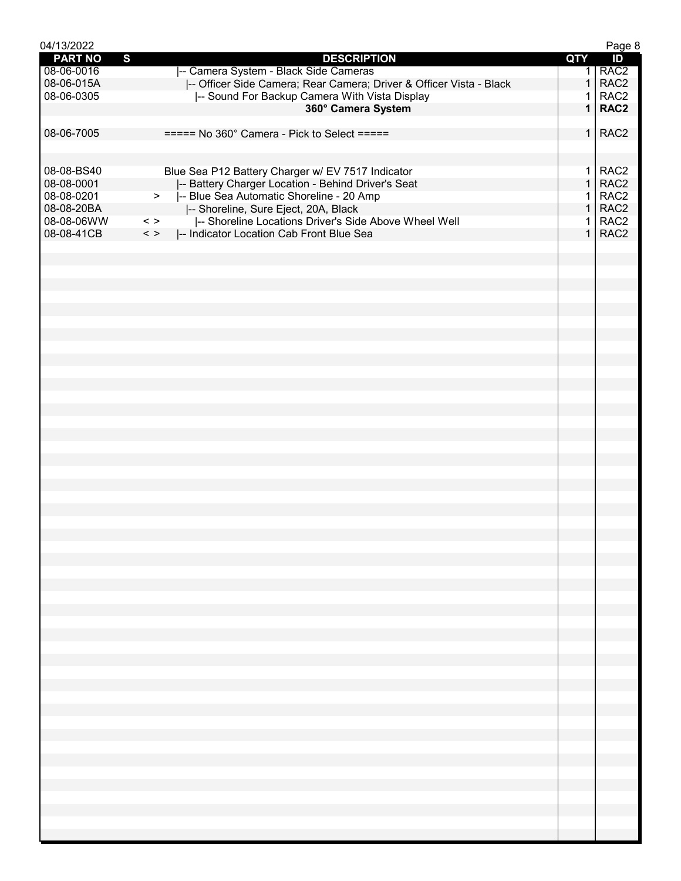| PART NO | S | DESCRIPTION | QTY | ID |
|---|---|---|---|---|
| 08-06-0016 | | \|-- Camera System - Black Side Cameras | 1 | RAC2 |
| 08-06-015A | | \|-- Officer Side Camera; Rear Camera; Driver & Officer Vista - Black | 1 | RAC2 |
| 08-06-0305 | | \|-- Sound For Backup Camera With Vista Display | 1 | RAC2 |
| | | **360° Camera System** | **1** | **RAC2** |
| | | | | |
| 08-06-7005 | | ===== No 360° Camera - Pick to Select ===== | 1 | RAC2 |
| | | | | |
| | | | | |
| 08-08-BS40 | | Blue Sea P12 Battery Charger w/ EV 7517 Indicator | 1 | RAC2 |
| 08-08-0001 | | \|-- Battery Charger Location - Behind Driver's Seat | 1 | RAC2 |
| 08-08-0201 | > | \|-- Blue Sea Automatic Shoreline - 20 Amp | 1 | RAC2 |
| 08-08-20BA | | \|-- Shoreline, Sure Eject, 20A, Black | 1 | RAC2 |
| 08-08-06WW | < > | \|-- Shoreline Locations Driver's Side Above Wheel Well | 1 | RAC2 |
| 08-08-41CB | < > | \|-- Indicator Location Cab Front Blue Sea | 1 | RAC2 |